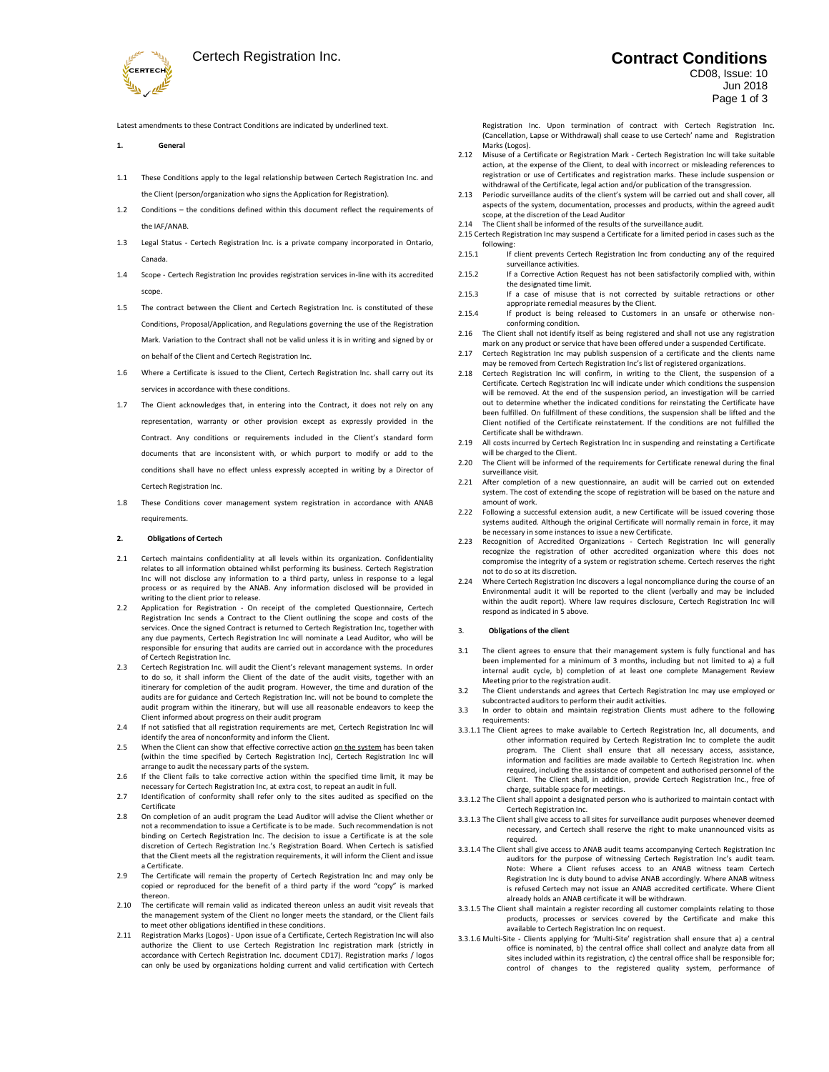# Certech Registration Inc.

# Contract Conditions

CD08, Issue: 10
Jun 2018

Latest amendments to these Contract Conditions are indicated by underlined text.

## 1. General

1.1 These Conditions apply to the legal relationship between Certech Registration Inc. and the Client (person/organization who signs the Application for Registration).

1.2 Conditions – the conditions defined within this document reflect the requirements of the IAF/ANAB.

1.3 Legal Status - Certech Registration Inc. is a private company incorporated in Ontario, Canada.

1.4 Scope - Certech Registration Inc provides registration services in-line with its accredited scope.

1.5 The contract between the Client and Certech Registration Inc. is constituted of these Conditions, Proposal/Application, and Regulations governing the use of the Registration Mark. Variation to the Contract shall not be valid unless it is in writing and signed by or on behalf of the Client and Certech Registration Inc.

1.6 Where a Certificate is issued to the Client, Certech Registration Inc. shall carry out its services in accordance with these conditions.

1.7 The Client acknowledges that, in entering into the Contract, it does not rely on any representation, warranty or other provision except as expressly provided in the Contract. Any conditions or requirements included in the Client's standard form documents that are inconsistent with, or which purport to modify or add to the conditions shall have no effect unless expressly accepted in writing by a Director of Certech Registration Inc.

1.8 These Conditions cover management system registration in accordance with ANAB requirements.

## 2. Obligations of Certech

2.1 Certech maintains confidentiality at all levels within its organization. Confidentiality relates to all information obtained whilst performing its business. Certech Registration Inc will not disclose any information to a third party, unless in response to a legal process or as required by the ANAB. Any information disclosed will be provided in writing to the client prior to release.

2.2 Application for Registration - On receipt of the completed Questionnaire, Certech Registration Inc sends a Contract to the Client outlining the scope and costs of the services. Once the signed Contract is returned to Certech Registration Inc, together with any due payments, Certech Registration Inc will nominate a Lead Auditor, who will be responsible for ensuring that audits are carried out in accordance with the procedures of Certech Registration Inc.

2.3 Certech Registration Inc. will audit the Client's relevant management systems. In order to do so, it shall inform the Client of the date of the audit visits, together with an itinerary for completion of the audit program. However, the time and duration of the audits are for guidance and Certech Registration Inc. will not be bound to complete the audit program within the itinerary, but will use all reasonable endeavors to keep the Client informed about progress on their audit program

2.4 If not satisfied that all registration requirements are met, Certech Registration Inc will identify the area of nonconformity and inform the Client.

2.5 When the Client can show that effective corrective action <u>on the system</u> has been taken (within the time specified by Certech Registration Inc), Certech Registration Inc will arrange to audit the necessary parts of the system.

2.6 If the Client fails to take corrective action within the specified time limit, it may be necessary for Certech Registration Inc, at extra cost, to repeat an audit in full.

2.7 Identification of conformity shall refer only to the sites audited as specified on the Certificate

2.8 On completion of an audit program the Lead Auditor will advise the Client whether or not a recommendation to issue a Certificate is to be made. Such recommendation is not binding on Certech Registration Inc. The decision to issue a Certificate is at the sole discretion of Certech Registration Inc.'s Registration Board. When Certech is satisfied that the Client meets all the registration requirements, it will inform the Client and issue a Certificate.

2.9 The Certificate will remain the property of Certech Registration Inc and may only be copied or reproduced for the benefit of a third party if the word "copy" is marked thereon.

2.10 The certificate will remain valid as indicated thereon unless an audit visit reveals that the management system of the Client no longer meets the standard, or the Client fails to meet other obligations identified in these conditions.

2.11 Registration Marks (Logos) - Upon issue of a Certificate, Certech Registration Inc will also authorize the Client to use Certech Registration Inc registration mark (strictly in accordance with Certech Registration Inc. document CD17). Registration marks / logos can only be used by organizations holding current and valid certification with Certech Registration Inc. Upon termination of contract with Certech Registration Inc. (Cancellation, Lapse or Withdrawal) shall cease to use Certech' name and Registration Marks (Logos).

2.12 Misuse of a Certificate or Registration Mark - Certech Registration Inc will take suitable action, at the expense of the Client, to deal with incorrect or misleading references to registration or use of Certificates and registration marks. These include suspension or withdrawal of the Certificate, legal action and/or publication of the transgression.

2.13 Periodic surveillance audits of the client's system will be carried out and shall cover, all aspects of the system, documentation, processes and products, within the agreed audit scope, at the discretion of the Lead Auditor

2.14 The Client shall be informed of the results of the surveillance audit.

2.15 Certech Registration Inc may suspend a Certificate for a limited period in cases such as the following:

2.15.1 If client prevents Certech Registration Inc from conducting any of the required surveillance activities.

2.15.2 If a Corrective Action Request has not been satisfactorily complied with, within the designated time limit.

2.15.3 If a case of misuse that is not corrected by suitable retractions or other appropriate remedial measures by the Client.

2.15.4 If product is being released to Customers in an unsafe or otherwise non-conforming condition.

2.16 The Client shall not identify itself as being registered and shall not use any registration mark on any product or service that have been offered under a suspended Certificate.

2.17 Certech Registration Inc may publish suspension of a certificate and the clients name may be removed from Certech Registration Inc's list of registered organizations.

2.18 Certech Registration Inc will confirm, in writing to the Client, the suspension of a Certificate. Certech Registration Inc will indicate under which conditions the suspension will be removed. At the end of the suspension period, an investigation will be carried out to determine whether the indicated conditions for reinstating the Certificate have been fulfilled. On fulfillment of these conditions, the suspension shall be lifted and the Client notified of the Certificate reinstatement. If the conditions are not fulfilled the Certificate shall be withdrawn.

2.19 All costs incurred by Certech Registration Inc in suspending and reinstating a Certificate will be charged to the Client.

2.20 The Client will be informed of the requirements for Certificate renewal during the final surveillance visit.

2.21 After completion of a new questionnaire, an audit will be carried out on extended system. The cost of extending the scope of registration will be based on the nature and amount of work.

2.22 Following a successful extension audit, a new Certificate will be issued covering those systems audited. Although the original Certificate will normally remain in force, it may be necessary in some instances to issue a new Certificate.

2.23 Recognition of Accredited Organizations - Certech Registration Inc will generally recognize the registration of other accredited organization where this does not compromise the integrity of a system or registration scheme. Certech reserves the right not to do so at its discretion.

2.24 Where Certech Registration Inc discovers a legal noncompliance during the course of an Environmental audit it will be reported to the client (verbally and may be included within the audit report). Where law requires disclosure, Certech Registration Inc will respond as indicated in 5 above.

## 3. Obligations of the client

3.1 The client agrees to ensure that their management system is fully functional and has been implemented for a minimum of 3 months, including but not limited to a) a full internal audit cycle, b) completion of at least one complete Management Review Meeting prior to the registration audit.

3.2 The Client understands and agrees that Certech Registration Inc may use employed or subcontracted auditors to perform their audit activities.

3.3 In order to obtain and maintain registration Clients must adhere to the following requirements:

3.3.1.1 The Client agrees to make available to Certech Registration Inc, all documents, and other information required by Certech Registration Inc to complete the audit program. The Client shall ensure that all necessary access, assistance, information and facilities are made available to Certech Registration Inc. when required, including the assistance of competent and authorised personnel of the Client. The Client shall, in addition, provide Certech Registration Inc., free of charge, suitable space for meetings.

3.3.1.2 The Client shall appoint a designated person who is authorized to maintain contact with Certech Registration Inc.

3.3.1.3 The Client shall give access to all sites for surveillance audit purposes whenever deemed necessary, and Certech shall reserve the right to make unannounced visits as required.

3.3.1.4 The Client shall give access to ANAB audit teams accompanying Certech Registration Inc auditors for the purpose of witnessing Certech Registration Inc's audit team. Note: Where a Client refuses access to an ANAB witness team Certech Registration Inc is duty bound to advise ANAB accordingly. Where ANAB witness is refused Certech may not issue an ANAB accredited certificate. Where Client already holds an ANAB certificate it will be withdrawn.

3.3.1.5 The Client shall maintain a register recording all customer complaints relating to those products, processes or services covered by the Certificate and make this available to Certech Registration Inc on request.

3.3.1.6 Multi-Site - Clients applying for 'Multi-Site' registration shall ensure that a) a central office is nominated, b) the central office shall collect and analyze data from all sites included within its registration, c) the central office shall be responsible for; control of changes to the registered quality system, performance of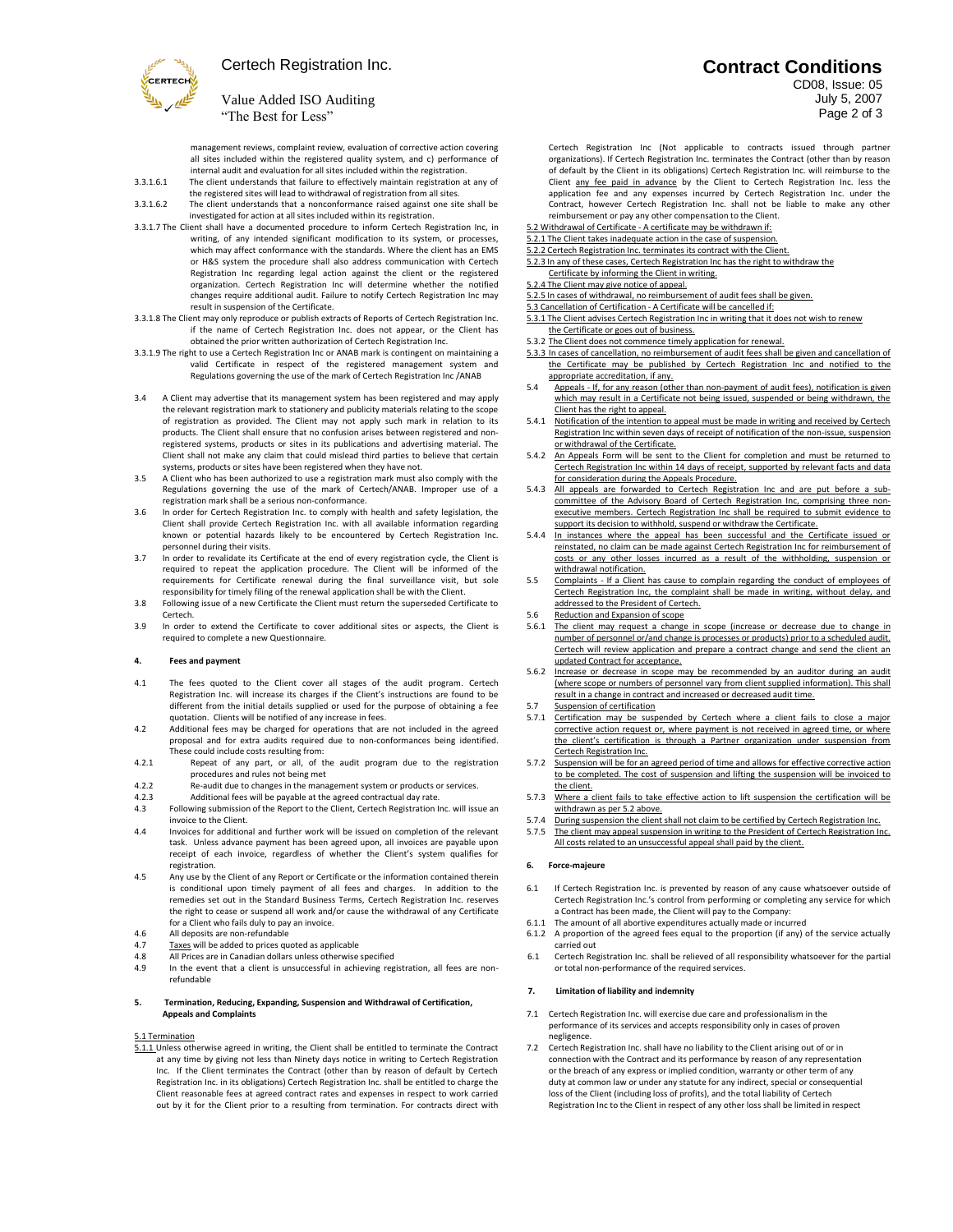management reviews, complaint review, evaluation of corrective action covering all sites included within the registered quality system, and c) performance of internal audit and evaluation for all sites included within the registration.

3.3.1.6.1 The client understands that failure to effectively maintain registration at any of the registered sites will lead to withdrawal of registration from all sites.

3.3.1.6.2 The client understands that a nonconformance raised against one site shall be investigated for action at all sites included within its registration.

3.3.1.7 The Client shall have a documented procedure to inform Certech Registration Inc, in writing, of any intended significant modification to its system, or processes, which may affect conformance with the standards. Where the client has an EMS or H&S system the procedure shall also address communication with Certech Registration Inc regarding legal action against the client or the registered organization. Certech Registration Inc will determine whether the notified changes require additional audit. Failure to notify Certech Registration Inc may result in suspension of the Certificate.

3.3.1.8 The Client may only reproduce or publish extracts of Reports of Certech Registration Inc. if the name of Certech Registration Inc. does not appear, or the Client has obtained the prior written authorization of Certech Registration Inc.

3.3.1.9 The right to use a Certech Registration Inc or ANAB mark is contingent on maintaining a valid Certificate in respect of the registered management system and Regulations governing the use of the mark of Certech Registration Inc /ANAB

3.4 A Client may advertise that its management system has been registered and may apply the relevant registration mark to stationery and publicity materials relating to the scope of registration as provided. The Client may not apply such mark in relation to its products. The Client shall ensure that no confusion arises between registered and non-registered systems, products or sites in its publications and advertising material. The Client shall not make any claim that could mislead third parties to believe that certain systems, products or sites have been registered when they have not.

3.5 A Client who has been authorized to use a registration mark must also comply with the Regulations governing the use of the mark of Certech/ANAB. Improper use of a registration mark shall be a serious non-conformance.

3.6 In order for Certech Registration Inc. to comply with health and safety legislation, the Client shall provide Certech Registration Inc. with all available information regarding known or potential hazards likely to be encountered by Certech Registration Inc. personnel during their visits.

3.7 In order to revalidate its Certificate at the end of every registration cycle, the Client is required to repeat the application procedure. The Client will be informed of the requirements for Certificate renewal during the final surveillance visit, but sole responsibility for timely filing of the renewal application shall be with the Client.

3.8 Following issue of a new Certificate the Client must return the superseded Certificate to Certech.

3.9 In order to extend the Certificate to cover additional sites or aspects, the Client is required to complete a new Questionnaire.

#### 4. Fees and payment

4.1 The fees quoted to the Client cover all stages of the audit program. Certech Registration Inc. will increase its charges if the Client's instructions are found to be different from the initial details supplied or used for the purpose of obtaining a fee quotation. Clients will be notified of any increase in fees.

4.2 Additional fees may be charged for operations that are not included in the agreed proposal and for extra audits required due to non-conformances being identified. These could include costs resulting from:

4.2.1 Repeat of any part, or all, of the audit program due to the registration procedures and rules not being met

4.2.2 Re-audit due to changes in the management system or products or services.

4.2.3 Additional fees will be payable at the agreed contractual day rate.

4.3 Following submission of the Report to the Client, Certech Registration Inc. will issue an invoice to the Client.

4.4 Invoices for additional and further work will be issued on completion of the relevant task. Unless advance payment has been agreed upon, all invoices are payable upon receipt of each invoice, regardless of whether the Client's system qualifies for registration.

4.5 Any use by the Client of any Report or Certificate or the information contained therein is conditional upon timely payment of all fees and charges. In addition to the remedies set out in the Standard Business Terms, Certech Registration Inc. reserves the right to cease or suspend all work and/or cause the withdrawal of any Certificate for a Client who fails duly to pay an invoice.

4.6 All deposits are non-refundable

4.7 Taxes will be added to prices quoted as applicable

4.8 All Prices are in Canadian dollars unless otherwise specified

4.9 In the event that a client is unsuccessful in achieving registration, all fees are non-refundable

#### 5. Termination, Reducing, Expanding, Suspension and Withdrawal of Certification, Appeals and Complaints

5.1 Termination

5.1.1 Unless otherwise agreed in writing, the Client shall be entitled to terminate the Contract at any time by giving not less than Ninety days notice in writing to Certech Registration Inc. If the Client terminates the Contract (other than by reason of default by Certech Registration Inc. in its obligations) Certech Registration Inc. shall be entitled to charge the Client reasonable fees at agreed contract rates and expenses in respect to work carried out by it for the Client prior to a resulting from termination. For contracts direct with Certech Registration Inc (Not applicable to contracts issued through partner organizations). If Certech Registration Inc. terminates the Contract (other than by reason of default by the Client in its obligations) Certech Registration Inc. will reimburse to the Client any fee paid in advance by the Client to Certech Registration Inc. less the application fee and any expenses incurred by Certech Registration Inc. under the Contract, however Certech Registration Inc. shall not be liable to make any other reimbursement or pay any other compensation to the Client.

5.2 Withdrawal of Certificate - A certificate may be withdrawn if:

5.2.1 The Client takes inadequate action in the case of suspension.

5.2.2 Certech Registration Inc. terminates its contract with the Client.

5.2.3 In any of these cases, Certech Registration Inc has the right to withdraw the Certificate by informing the Client in writing.

5.2.4 The Client may give notice of appeal.

5.2.5 In cases of withdrawal, no reimbursement of audit fees shall be given.

5.3 Cancellation of Certification - A Certificate will be cancelled if:

5.3.1 The Client advises Certech Registration Inc in writing that it does not wish to renew the Certificate or goes out of business.

5.3.2 The Client does not commence timely application for renewal.

5.3.3 In cases of cancellation, no reimbursement of audit fees shall be given and cancellation of the Certificate may be published by Certech Registration Inc and notified to the appropriate accreditation, if any.

5.4 Appeals - If, for any reason (other than non-payment of audit fees), notification is given which may result in a Certificate not being issued, suspended or being withdrawn, the Client has the right to appeal.

5.4.1 Notification of the intention to appeal must be made in writing and received by Certech Registration Inc within seven days of receipt of notification of the non-issue, suspension or withdrawal of the Certificate.

5.4.2 An Appeals Form will be sent to the Client for completion and must be returned to Certech Registration Inc within 14 days of receipt, supported by relevant facts and data for consideration during the Appeals Procedure.

5.4.3 All appeals are forwarded to Certech Registration Inc and are put before a sub-committee of the Advisory Board of Certech Registration Inc, comprising three non-executive members. Certech Registration Inc shall be required to submit evidence to support its decision to withhold, suspend or withdraw the Certificate.

5.4.4 In instances where the appeal has been successful and the Certificate issued or reinstated, no claim can be made against Certech Registration Inc for reimbursement of costs or any other losses incurred as a result of the withholding, suspension or withdrawal notification.

5.5 Complaints - If a Client has cause to complain regarding the conduct of employees of Certech Registration Inc, the complaint shall be made in writing, without delay, and addressed to the President of Certech.

5.6 Reduction and Expansion of scope

5.6.1 The client may request a change in scope (increase or decrease due to change in number of personnel or/and change is processes or products) prior to a scheduled audit. Certech will review application and prepare a contract change and send the client an updated Contract for acceptance.

5.6.2 Increase or decrease in scope may be recommended by an auditor during an audit (where scope or numbers of personnel vary from client supplied information). This shall result in a change in contract and increased or decreased audit time.

5.7 Suspension of certification

5.7.1 Certification may be suspended by Certech where a client fails to close a major corrective action request or, where payment is not received in agreed time, or where the client's certification is through a Partner organization under suspension from Certech Registration Inc.

5.7.2 Suspension will be for an agreed period of time and allows for effective corrective action to be completed. The cost of suspension and lifting the suspension will be invoiced to the client.

5.7.3 Where a client fails to take effective action to lift suspension the certification will be withdrawn as per 5.2 above.

5.7.4 During suspension the client shall not claim to be certified by Certech Registration Inc.

5.7.5 The client may appeal suspension in writing to the President of Certech Registration Inc. All costs related to an unsuccessful appeal shall paid by the client.

#### 6. Force-majeure

6.1 If Certech Registration Inc. is prevented by reason of any cause whatsoever outside of Certech Registration Inc.'s control from performing or completing any service for which a Contract has been made, the Client will pay to the Company:

6.1.1 The amount of all abortive expenditures actually made or incurred

6.1.2 A proportion of the agreed fees equal to the proportion (if any) of the service actually carried out

6.1 Certech Registration Inc. shall be relieved of all responsibility whatsoever for the partial or total non-performance of the required services.

#### 7. Limitation of liability and indemnity

7.1 Certech Registration Inc. will exercise due care and professionalism in the performance of its services and accepts responsibility only in cases of proven negligence.

7.2 Certech Registration Inc. shall have no liability to the Client arising out of or in connection with the Contract and its performance by reason of any representation or the breach of any express or implied condition, warranty or other term of any duty at common law or under any statute for any indirect, special or consequential loss of the Client (including loss of profits), and the total liability of Certech Registration Inc to the Client in respect of any other loss shall be limited in respect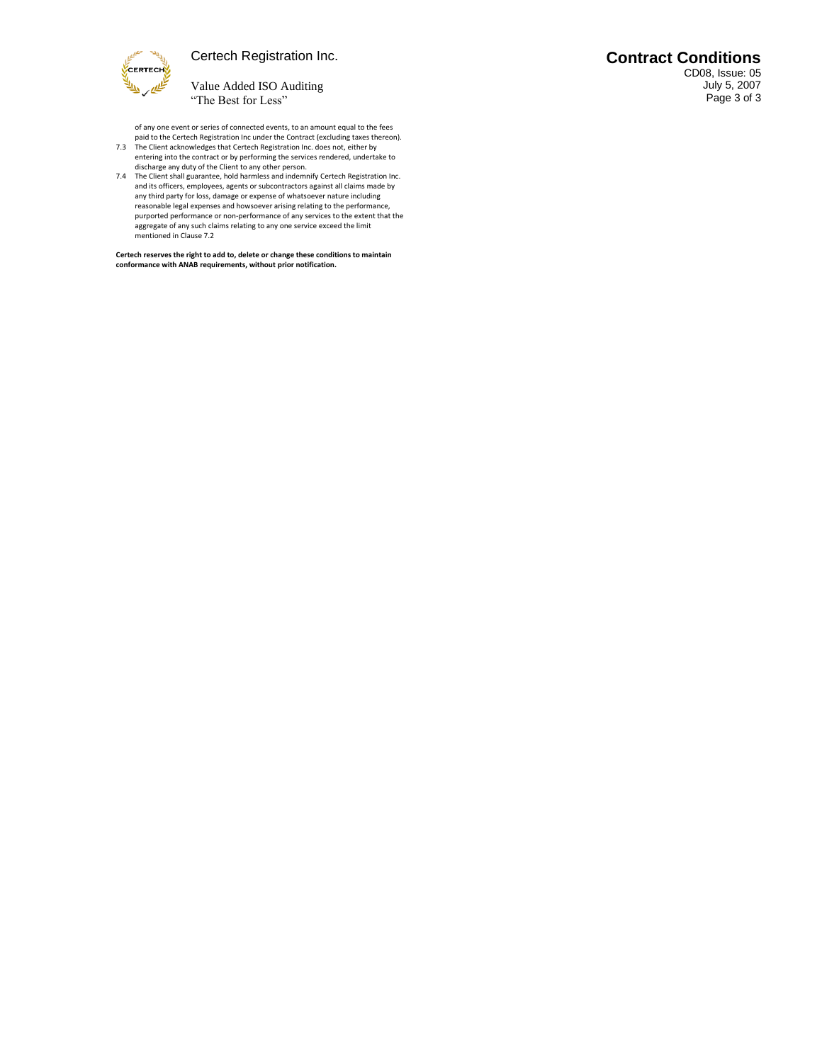of any one event or series of connected events, to an amount equal to the fees paid to the Certech Registration Inc under the Contract (excluding taxes thereon).

7.3 The Client acknowledges that Certech Registration Inc. does not, either by entering into the contract or by performing the services rendered, undertake to discharge any duty of the Client to any other person.

7.4 The Client shall guarantee, hold harmless and indemnify Certech Registration Inc. and its officers, employees, agents or subcontractors against all claims made by any third party for loss, damage or expense of whatsoever nature including reasonable legal expenses and howsoever arising relating to the performance, purported performance or non-performance of any services to the extent that the aggregate of any such claims relating to any one service exceed the limit mentioned in Clause 7.2

**Certech reserves the right to add to, delete or change these conditions to maintain conformance with ANAB requirements, without prior notification.**